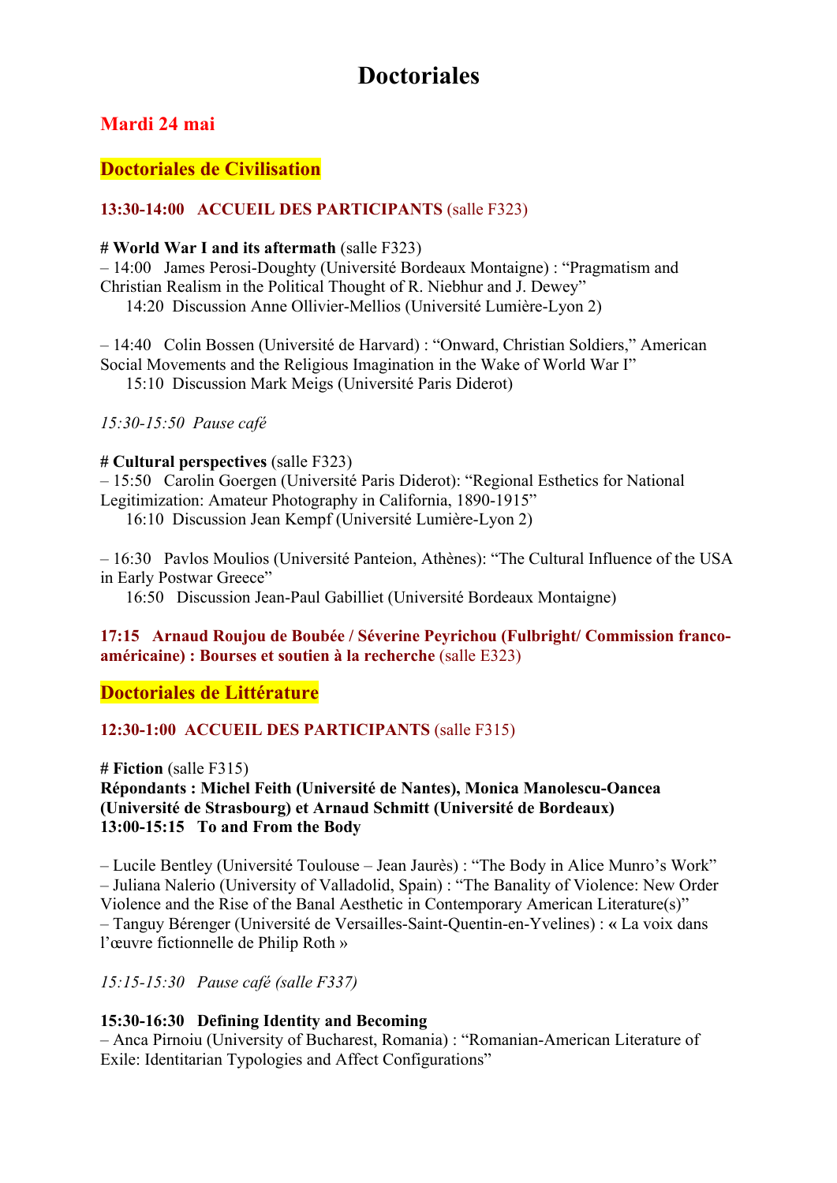# Doctoriales

## Mardi 24 mai

### Doctoriales de Civilisation

**13:30-14:00 ACCUEIL DES PARTICIPANTS** (salle F323)

**# World War I and its aftermath** (salle F323)

– 14:00 James Perosi-Doughty (Université Bordeaux Montaigne) : "Pragmatism and Christian Realism in the Political Thought of R. Niebhur and J. Dewey"
14:20 Discussion Anne Ollivier-Mellios (Université Lumière-Lyon 2)

– 14:40 Colin Bossen (Université de Harvard) : "Onward, Christian Soldiers," American Social Movements and the Religious Imagination in the Wake of World War I"
15:10 Discussion Mark Meigs (Université Paris Diderot)

*15:30-15:50 Pause café*

**# Cultural perspectives** (salle F323)

– 15:50 Carolin Goergen (Université Paris Diderot): "Regional Esthetics for National Legitimization: Amateur Photography in California, 1890-1915"
16:10 Discussion Jean Kempf (Université Lumière-Lyon 2)

– 16:30 Pavlos Moulios (Université Panteion, Athènes): "The Cultural Influence of the USA in Early Postwar Greece"
16:50 Discussion Jean-Paul Gabilliet (Université Bordeaux Montaigne)

**17:15 Arnaud Roujou de Boubée / Séverine Peyrichou (Fulbright/ Commission franco-américaine) : Bourses et soutien à la recherche** (salle E323)

### Doctoriales de Littérature

**12:30-1:00 ACCUEIL DES PARTICIPANTS** (salle F315)

**# Fiction** (salle F315)

**Répondants : Michel Feith (Université de Nantes), Monica Manolescu-Oancea (Université de Strasbourg) et Arnaud Schmitt (Université de Bordeaux)**

**13:00-15:15 To and From the Body**

– Lucile Bentley (Université Toulouse – Jean Jaurès) : "The Body in Alice Munro's Work"
– Juliana Nalerio (University of Valladolid, Spain) : "The Banality of Violence: New Order Violence and the Rise of the Banal Aesthetic in Contemporary American Literature(s)"
– Tanguy Bérenger (Université de Versailles-Saint-Quentin-en-Yvelines) : « La voix dans l'œuvre fictionnelle de Philip Roth »

*15:15-15:30 Pause café (salle F337)*

**15:30-16:30 Defining Identity and Becoming**

– Anca Pirnoiu (University of Bucharest, Romania) : "Romanian-American Literature of Exile: Identitarian Typologies and Affect Configurations"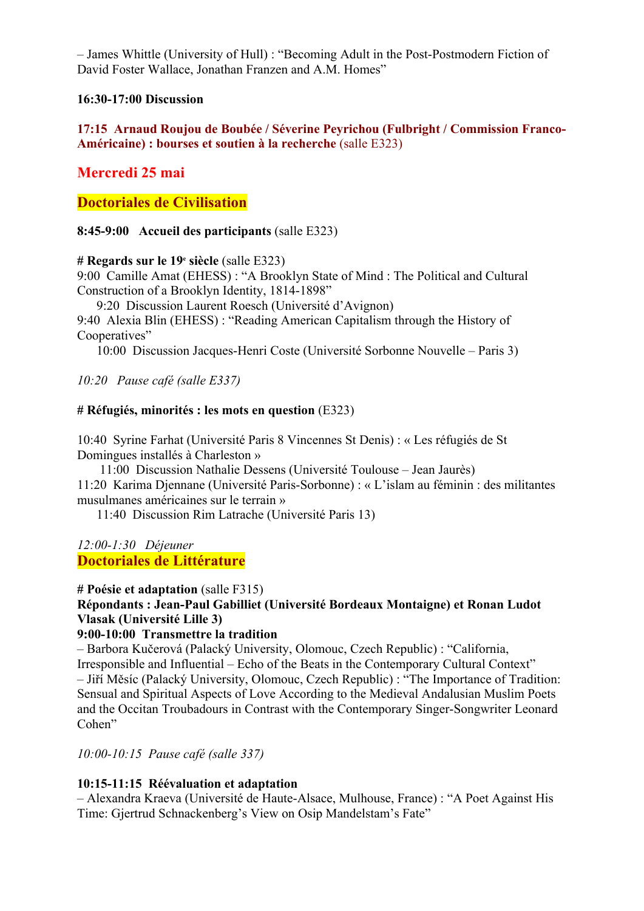– James Whittle (University of Hull) : “Becoming Adult in the Post-Postmodern Fiction of David Foster Wallace, Jonathan Franzen and A.M. Homes”

**16:30-17:00 Discussion**

**17:15 Arnaud Roujou de Boubée / Séverine Peyrichou (Fulbright / Commission Franco-Américaine) : bourses et soutien à la recherche** (salle E323)

## Mercredi 25 mai

## Doctoriales de Civilisation

**8:45-9:00 Accueil des participants** (salle E323)

**# Regards sur le 19e siècle** (salle E323)
9:00 Camille Amat (EHESS) : “A Brooklyn State of Mind : The Political and Cultural Construction of a Brooklyn Identity, 1814-1898”
9:20 Discussion Laurent Roesch (Université d’Avignon)
9:40 Alexia Blin (EHESS) : “Reading American Capitalism through the History of Cooperatives”
10:00 Discussion Jacques-Henri Coste (Université Sorbonne Nouvelle – Paris 3)

*10:20 Pause café (salle E337)*

**# Réfugiés, minorités : les mots en question** (E323)

10:40 Syrine Farhat (Université Paris 8 Vincennes St Denis) : « Les réfugiés de St Domingues installés à Charleston »
11:00 Discussion Nathalie Dessens (Université Toulouse – Jean Jaurès)
11:20 Karima Djennane (Université Paris-Sorbonne) : « L’islam au féminin : des militantes musulmanes américaines sur le terrain »
11:40 Discussion Rim Latrache (Université Paris 13)

*12:00-1:30 Déjeuner*

## Doctoriales de Littérature

**# Poésie et adaptation** (salle F315)
**Répondants : Jean-Paul Gabilliet (Université Bordeaux Montaigne) et Ronan Ludot Vlasak (Université Lille 3)**
**9:00-10:00 Transmettre la tradition**
– Barbora Kučerová (Palacký University, Olomouc, Czech Republic) : “California, Irresponsible and Influential – Echo of the Beats in the Contemporary Cultural Context”
– Jiří Měsíc (Palacký University, Olomouc, Czech Republic) : “The Importance of Tradition: Sensual and Spiritual Aspects of Love According to the Medieval Andalusian Muslim Poets and the Occitan Troubadours in Contrast with the Contemporary Singer-Songwriter Leonard Cohen”

*10:00-10:15 Pause café (salle 337)*

**10:15-11:15 Réévaluation et adaptation**
– Alexandra Kraeva (Université de Haute-Alsace, Mulhouse, France) : “A Poet Against His Time: Gjertrud Schnackenberg’s View on Osip Mandelstam’s Fate”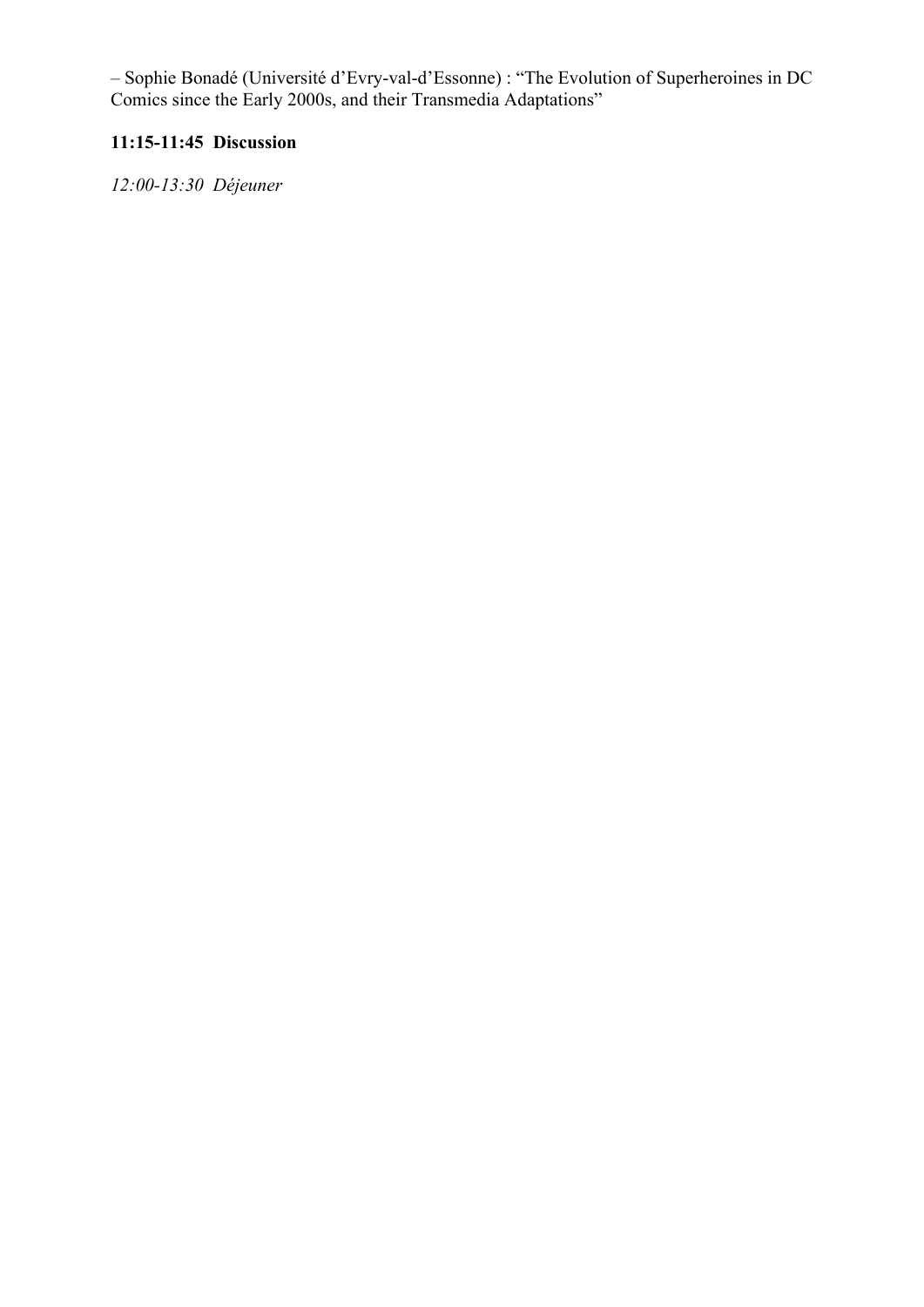– Sophie Bonadé (Université d'Evry-val-d'Essonne) : "The Evolution of Superheroines in DC Comics since the Early 2000s, and their Transmedia Adaptations"

**11:15-11:45  Discussion**

*12:00-13:30  Déjeuner*